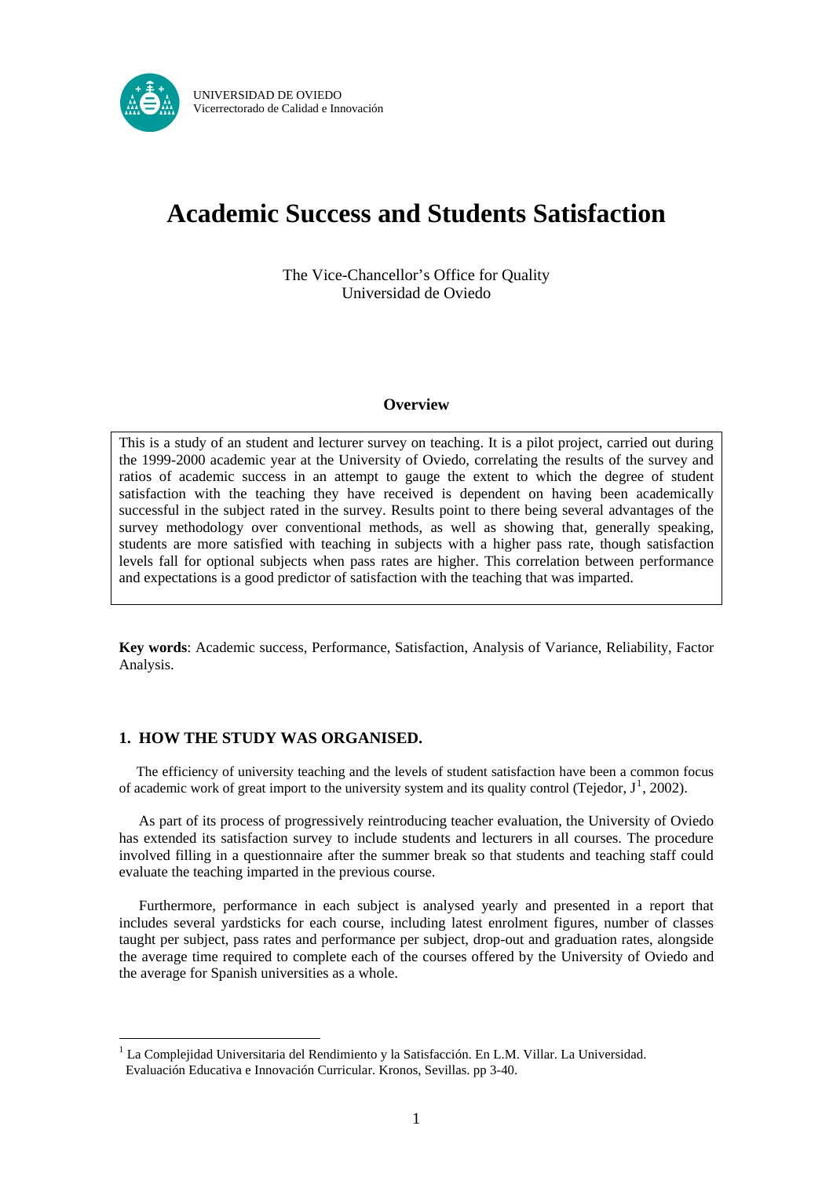UNIVERSIDAD DE OVIEDO
Vicerrectorado de Calidad e Innovación

# Academic Success and Students Satisfaction

The Vice-Chancellor's Office for Quality
Universidad de Oviedo

### Overview

This is a study of an student and lecturer survey on teaching. It is a pilot project, carried out during the 1999-2000 academic year at the University of Oviedo, correlating the results of the survey and ratios of academic success in an attempt to gauge the extent to which the degree of student satisfaction with the teaching they have received is dependent on having been academically successful in the subject rated in the survey. Results point to there being several advantages of the survey methodology over conventional methods, as well as showing that, generally speaking, students are more satisfied with teaching in subjects with a higher pass rate, though satisfaction levels fall for optional subjects when pass rates are higher. This correlation between performance and expectations is a good predictor of satisfaction with the teaching that was imparted.

**Key words**: Academic success, Performance, Satisfaction, Analysis of Variance, Reliability, Factor Analysis.

## 1. HOW THE STUDY WAS ORGANISED.

The efficiency of university teaching and the levels of student satisfaction have been a common focus of academic work of great import to the university system and its quality control (Tejedor, J[1], 2002).

As part of its process of progressively reintroducing teacher evaluation, the University of Oviedo has extended its satisfaction survey to include students and lecturers in all courses. The procedure involved filling in a questionnaire after the summer break so that students and teaching staff could evaluate the teaching imparted in the previous course.

Furthermore, performance in each subject is analysed yearly and presented in a report that includes several yardsticks for each course, including latest enrolment figures, number of classes taught per subject, pass rates and performance per subject, drop-out and graduation rates, alongside the average time required to complete each of the courses offered by the University of Oviedo and the average for Spanish universities as a whole.

[1] La Complejidad Universitaria del Rendimiento y la Satisfacción. En L.M. Villar. La Universidad. Evaluación Educativa e Innovación Curricular. Kronos, Sevillas. pp 3-40.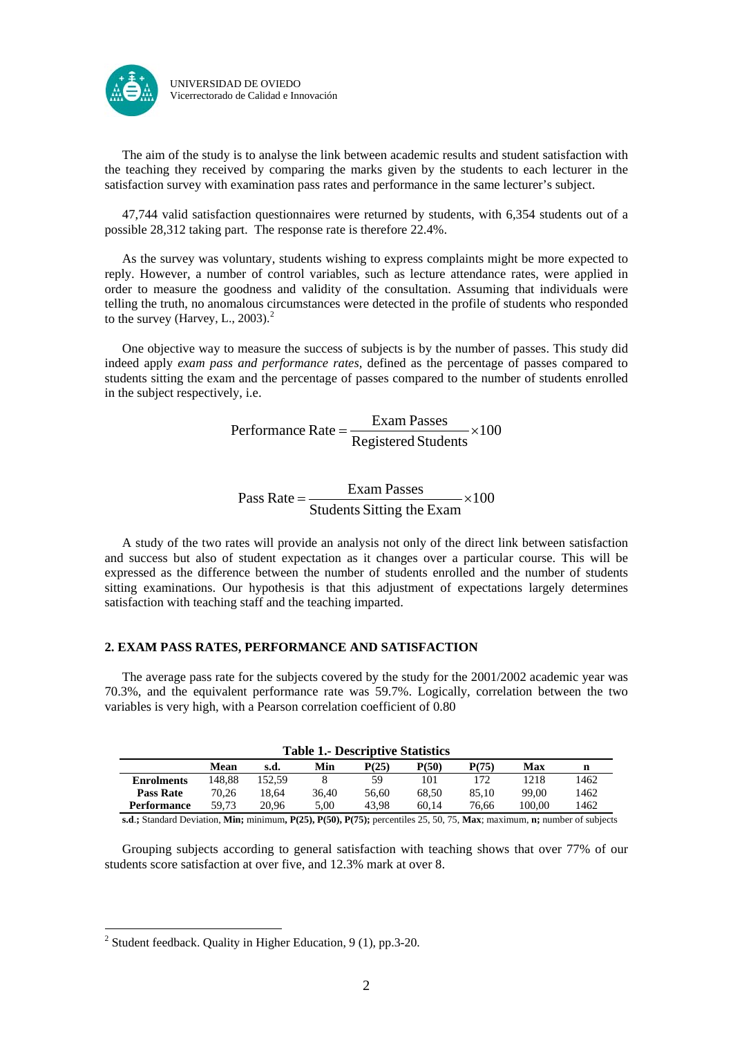The aim of the study is to analyse the link between academic results and student satisfaction with the teaching they received by comparing the marks given by the students to each lecturer in the satisfaction survey with examination pass rates and performance in the same lecturer's subject.

47,744 valid satisfaction questionnaires were returned by students, with 6,354 students out of a possible 28,312 taking part. The response rate is therefore 22.4%.

As the survey was voluntary, students wishing to express complaints might be more expected to reply. However, a number of control variables, such as lecture attendance rates, were applied in order to measure the goodness and validity of the consultation. Assuming that individuals were telling the truth, no anomalous circumstances were detected in the profile of students who responded to the survey (Harvey, L., 2003).[2]

One objective way to measure the success of subjects is by the number of passes. This study did indeed apply *exam pass and performance rates*, defined as the percentage of passes compared to students sitting the exam and the percentage of passes compared to the number of students enrolled in the subject respectively, i.e.

$$\text{Performance Rate} = \frac{\text{Exam Passes}}{\text{Registered Students}} \times 100$$

$$\text{Pass Rate} = \frac{\text{Exam Passes}}{\text{Students Sitting the Exam}} \times 100$$

A study of the two rates will provide an analysis not only of the direct link between satisfaction and success but also of student expectation as it changes over a particular course. This will be expressed as the difference between the number of students enrolled and the number of students sitting examinations. Our hypothesis is that this adjustment of expectations largely determines satisfaction with teaching staff and the teaching imparted.

## 2. EXAM PASS RATES, PERFORMANCE AND SATISFACTION

The average pass rate for the subjects covered by the study for the 2001/2002 academic year was 70.3%, and the equivalent performance rate was 59.7%. Logically, correlation between the two variables is very high, with a Pearson correlation coefficient of 0.80

**Table 1.- Descriptive Statistics**

| | Mean | s.d. | Min | P(25) | P(50) | P(75) | Max | n |
|---|---|---|---|---|---|---|---|---|
| **Enrolments** | 148,88 | 152,59 | 8 | 59 | 101 | 172 | 1218 | 1462 |
| **Pass Rate** | 70,26 | 18,64 | 36,40 | 56,60 | 68,50 | 85,10 | 99,00 | 1462 |
| **Performance** | 59,73 | 20,96 | 5,00 | 43,98 | 60,14 | 76,66 | 100,00 | 1462 |

**s.d.;** Standard Deviation, **Min;** minimum**, P(25), P(50), P(75);** percentiles 25, 50, 75, **Max**; maximum, **n;** number of subjects

Grouping subjects according to general satisfaction with teaching shows that over 77% of our students score satisfaction at over five, and 12.3% mark at over 8.

[2] Student feedback. Quality in Higher Education, 9 (1), pp.3-20.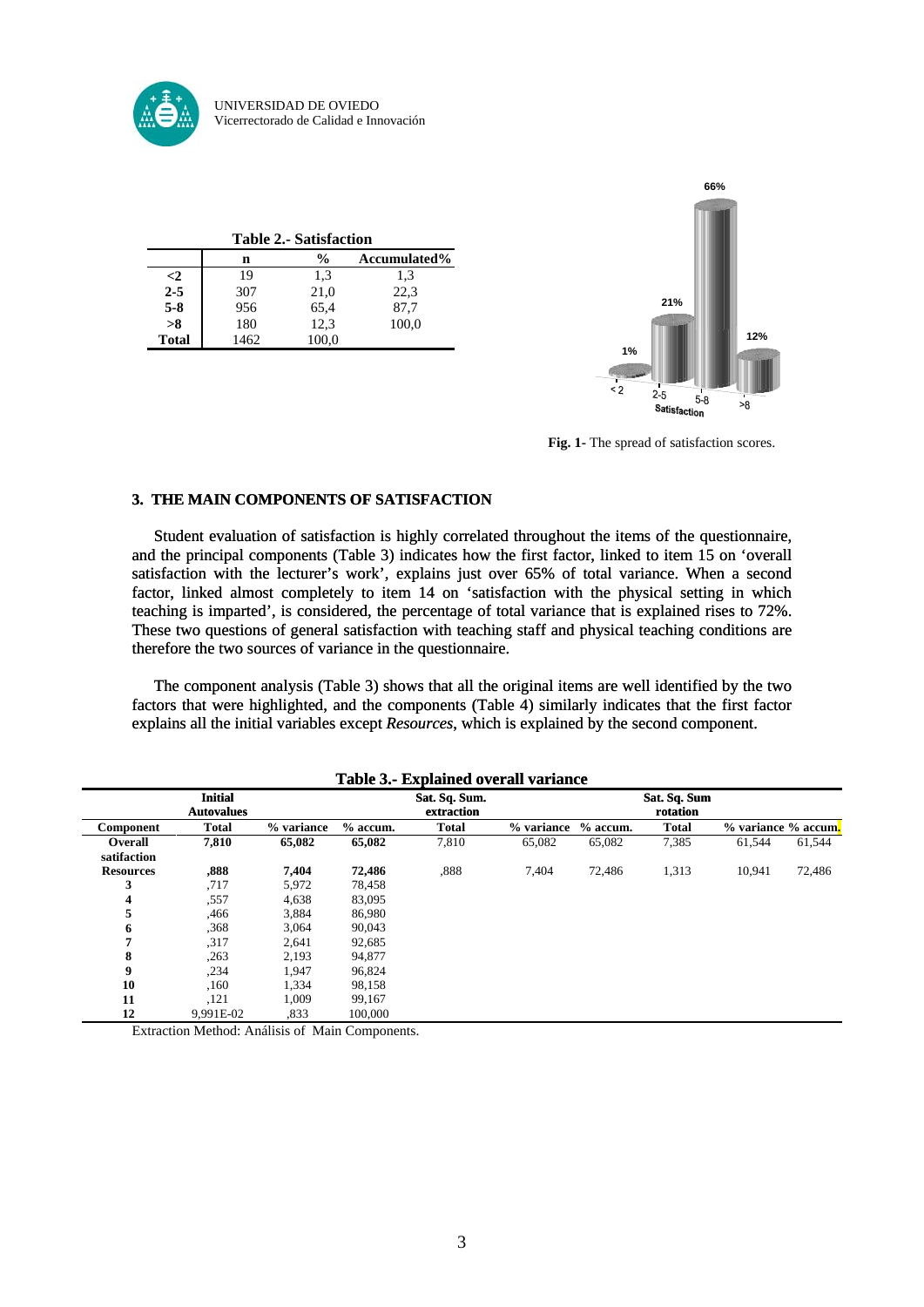**Table 2.- Satisfaction**

| | n | % | Accumulated% |
|---|---|---|---|
| **<2** | 19 | 1,3 | 1,3 |
| **2-5** | 307 | 21,0 | 22,3 |
| **5-8** | 956 | 65,4 | 87,7 |
| **>8** | 180 | 12,3 | 100,0 |
| **Total** | 1462 | 100,0 | |

**Fig. 1**- The spread of satisfaction scores.

## 3. THE MAIN COMPONENTS OF SATISFACTION

Student evaluation of satisfaction is highly correlated throughout the items of the questionnaire, and the principal components (Table 3) indicates how the first factor, linked to item 15 on 'overall satisfaction with the lecturer's work', explains just over 65% of total variance. When a second factor, linked almost completely to item 14 on 'satisfaction with the physical setting in which teaching is imparted', is considered, the percentage of total variance that is explained rises to 72%. These two questions of general satisfaction with teaching staff and physical teaching conditions are therefore the two sources of variance in the questionnaire.

The component analysis (Table 3) shows that all the original items are well identified by the two factors that were highlighted, and the components (Table 4) similarly indicates that the first factor explains all the initial variables except *Resources*, which is explained by the second component.

**Table 3.- Explained overall variance**

| | Initial Autovalues | | | Sat. Sq. Sum. extraction | | | Sat. Sq. Sum rotation | | |
|---|---|---|---|---|---|---|---|---|---|
| **Component** | **Total** | **% variance** | **% accum.** | **Total** | **% variance** | **% accum.** | **Total** | **% variance** | **% accum.** |
| **Overall satifaction** | **7,810** | **65,082** | **65,082** | 7,810 | 65,082 | 65,082 | 7,385 | 61,544 | 61,544 |
| **Resources** | **,888** | **7,404** | **72,486** | ,888 | 7,404 | 72,486 | 1,313 | 10,941 | 72,486 |
| **3** | ,717 | 5,972 | 78,458 | | | | | | |
| **4** | ,557 | 4,638 | 83,095 | | | | | | |
| **5** | ,466 | 3,884 | 86,980 | | | | | | |
| **6** | ,368 | 3,064 | 90,043 | | | | | | |
| **7** | ,317 | 2,641 | 92,685 | | | | | | |
| **8** | ,263 | 2,193 | 94,877 | | | | | | |
| **9** | ,234 | 1,947 | 96,824 | | | | | | |
| **10** | ,160 | 1,334 | 98,158 | | | | | | |
| **11** | ,121 | 1,009 | 99,167 | | | | | | |
| **12** | 9,991E-02 | ,833 | 100,000 | | | | | | |

Extraction Method: Análisis of Main Components.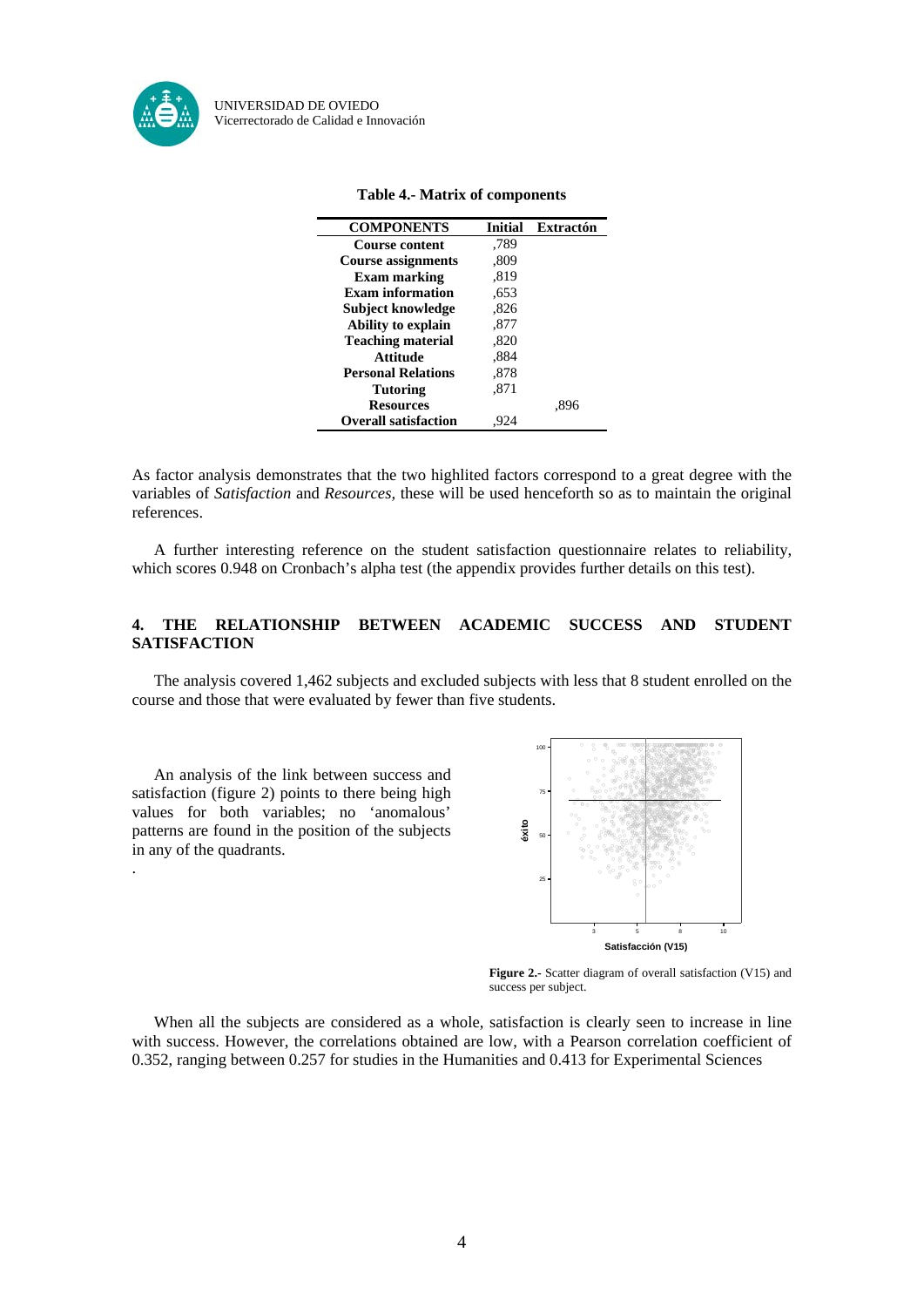**Table 4.- Matrix of components**

| COMPONENTS | Initial | Extractón |
|---|---|---|
| Course content | ,789 | |
| Course assignments | ,809 | |
| Exam marking | ,819 | |
| Exam information | ,653 | |
| Subject knowledge | ,826 | |
| Ability to explain | ,877 | |
| Teaching material | ,820 | |
| Attitude | ,884 | |
| Personal Relations | ,878 | |
| Tutoring | ,871 | |
| Resources | | ,896 |
| Overall satisfaction | ,924 | |

As factor analysis demonstrates that the two highlited factors correspond to a great degree with the variables of *Satisfaction* and *Resources,* these will be used henceforth so as to maintain the original references.

A further interesting reference on the student satisfaction questionnaire relates to reliability, which scores 0.948 on Cronbach's alpha test (the appendix provides further details on this test).

## 4. THE RELATIONSHIP BETWEEN ACADEMIC SUCCESS AND STUDENT SATISFACTION

The analysis covered 1,462 subjects and excluded subjects with less that 8 student enrolled on the course and those that were evaluated by fewer than five students.

An analysis of the link between success and satisfaction (figure 2) points to there being high values for both variables; no 'anomalous' patterns are found in the position of the subjects in any of the quadrants.

**Figure 2.-** Scatter diagram of overall satisfaction (V15) and success per subject.

When all the subjects are considered as a whole, satisfaction is clearly seen to increase in line with success. However, the correlations obtained are low, with a Pearson correlation coefficient of 0.352, ranging between 0.257 for studies in the Humanities and 0.413 for Experimental Sciences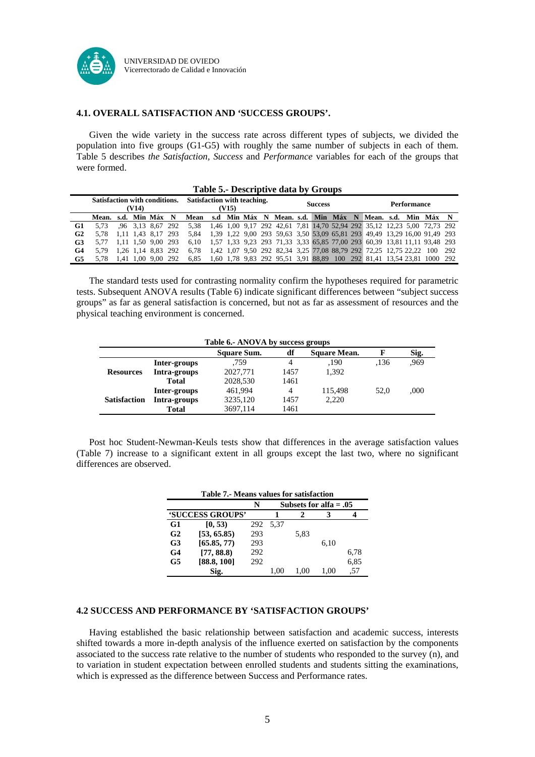### 4.1. OVERALL SATISFACTION AND 'SUCCESS GROUPS'.

Given the wide variety in the success rate across different types of subjects, we divided the population into five groups (G1-G5) with roughly the same number of subjects in each of them. Table 5 describes *the Satisfaction, Success* and *Performance* variables for each of the groups that were formed.

**Table 5.- Descriptive data by Groups**

| | Satisfaction with conditions. (V14) | | | | | Satisfaction with teaching. (V15) | | | | | Success | | | | | Performance | | | | |
|---|---|---|---|---|---|---|---|---|---|---|---|---|---|---|---|---|---|---|---|---|
| | Mean. | s.d. | Min | Máx | N | Mean | s.d | Min | Máx | N | Mean. | s.d. | Min | Máx | N | Mean. | s.d. | Min | Máx | N |
| G1 | 5,73 | ,96 | 3,13 | 8,67 | 292 | 5,38 | 1,46 | 1,00 | 9,17 | 292 | 42,61 | 7,81 | 14,70 | 52,94 | 292 | 35,12 | 12,23 | 5,00 | 72,73 | 292 |
| G2 | 5,78 | 1,11 | 1,43 | 8,17 | 293 | 5,84 | 1,39 | 1,22 | 9,00 | 293 | 59,63 | 3,50 | 53,09 | 65,81 | 293 | 49,49 | 13,29 | 16,00 | 91,49 | 293 |
| G3 | 5,77 | 1,11 | 1,50 | 9,00 | 293 | 6,10 | 1,57 | 1,33 | 9,23 | 293 | 71,33 | 3,33 | 65,85 | 77,00 | 293 | 60,39 | 13,81 | 11,11 | 93,48 | 293 |
| G4 | 5,79 | 1,26 | 1,14 | 8,83 | 292 | 6,78 | 1,42 | 1,07 | 9,50 | 292 | 82,34 | 3,25 | 77,08 | 88,79 | 292 | 72,25 | 12,75 | 22,22 | 100 | 292 |
| G5 | 5,78 | 1,41 | 1,00 | 9,00 | 292 | 6,85 | 1,60 | 1,78 | 9,83 | 292 | 95,51 | 3,91 | 88,89 | 100 | 292 | 81,41 | 13,54 | 23,81 | 1000 | 292 |

The standard tests used for contrasting normality confirm the hypotheses required for parametric tests. Subsequent ANOVA results (Table 6) indicate significant differences between "subject success groups" as far as general satisfaction is concerned, but not as far as assessment of resources and the physical teaching environment is concerned.

**Table 6.- ANOVA by success groups**

| | | Square Sum. | df | Square Mean. | F | Sig. |
|---|---|---|---|---|---|---|
| Resources | Inter-groups | ,759 | 4 | ,190 | ,136 | ,969 |
| | Intra-groups | 2027,771 | 1457 | 1,392 | | |
| | Total | 2028,530 | 1461 | | | |
| Satisfaction | Inter-groups | 461,994 | 4 | 115,498 | 52,0 | ,000 |
| | Intra-groups | 3235,120 | 1457 | 2,220 | | |
| | Total | 3697,114 | 1461 | | | |

Post hoc Student-Newman-Keuls tests show that differences in the average satisfaction values (Table 7) increase to a significant extent in all groups except the last two, where no significant differences are observed.

**Table 7.- Means values for satisfaction**

| | | N | Subsets for alfa = .05 | | | |
|---|---|---|---|---|---|---|
| 'SUCCESS GROUPS' | | | 1 | 2 | 3 | 4 |
| G1 | [0, 53) | 292 | 5,37 | | | |
| G2 | [53, 65.85) | 293 | | 5,83 | | |
| G3 | [65.85, 77) | 293 | | | 6,10 | |
| G4 | [77, 88.8) | 292 | | | | 6,78 |
| G5 | [88.8, 100] | 292 | | | | 6,85 |
| | Sig. | | 1,00 | 1,00 | 1,00 | ,57 |

### 4.2 SUCCESS AND PERFORMANCE BY 'SATISFACTION GROUPS'

Having established the basic relationship between satisfaction and academic success, interests shifted towards a more in-depth analysis of the influence exerted on satisfaction by the components associated to the success rate relative to the number of students who responded to the survey (n), and to variation in student expectation between enrolled students and students sitting the examinations, which is expressed as the difference between Success and Performance rates.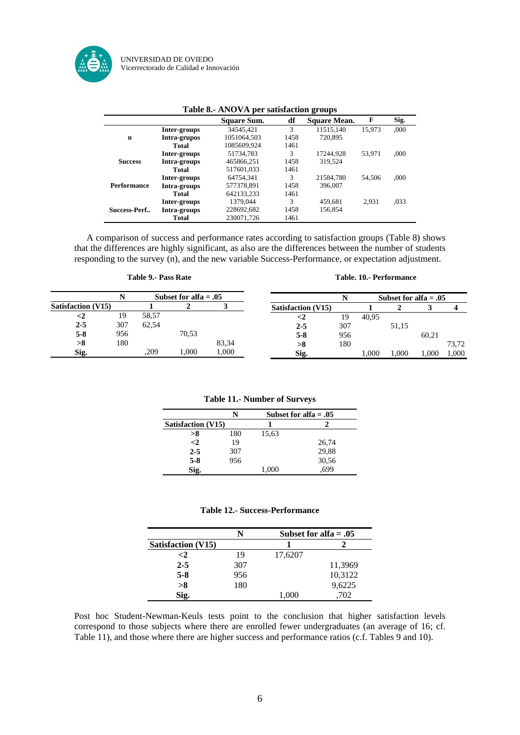**Table 8.- ANOVA per satisfaction groups**

| | | Square Sum. | df | Square Mean. | F | Sig. |
|---|---|---|---|---|---|---|
| n | Inter-groups | 34545,421 | 3 | 11515,140 | 15,973 | ,000 |
| | Intra-grupos | 1051064,503 | 1458 | 720,895 | | |
| | Total | 1085609,924 | 1461 | | | |
| Success | Inter-groups | 51734,783 | 3 | 17244,928 | 53,971 | ,000 |
| | Intra-groups | 465866,251 | 1458 | 319,524 | | |
| | Total | 517601,033 | 1461 | | | |
| Performance | Inter-groups | 64754,341 | 3 | 21584,780 | 54,506 | ,000 |
| | Intra-groups | 577378,891 | 1458 | 396,007 | | |
| | Total | 642133,233 | 1461 | | | |
| Success-Perf.. | Inter-groups | 1379,044 | 3 | 459,681 | 2,931 | ,033 |
| | Intra-groups | 228692,682 | 1458 | 156,854 | | |
| | Total | 230071,726 | 1461 | | | |

A comparison of success and performance rates according to satisfaction groups (Table 8) shows that the differences are highly significant, as also are the differences between the number of students responding to the survey (n), and the new variable Success-Performance, or expectation adjustment.

**Table 9.- Pass Rate**

| | N | Subset for alfa = .05 | | |
|---|---|---|---|---|
| Satisfaction (V15) | | 1 | 2 | 3 |
| <2 | 19 | 58,57 | | |
| 2-5 | 307 | 62,54 | | |
| 5-8 | 956 | | 70,53 | |
| >8 | 180 | | | 83,34 |
| Sig. | | ,209 | 1,000 | 1,000 |

**Table. 10.- Performance**

| | N | Subset for alfa = .05 | | | |
|---|---|---|---|---|---|
| Satisfaction (V15) | | 1 | 2 | 3 | 4 |
| <2 | 19 | 40,95 | | | |
| 2-5 | 307 | | 51,15 | | |
| 5-8 | 956 | | | 60,21 | |
| >8 | 180 | | | | 73,72 |
| Sig. | | 1,000 | 1,000 | 1,000 | 1,000 |

**Table 11.- Number of Surveys**

| | N | Subset for alfa = .05 | |
|---|---|---|---|
| Satisfaction (V15) | | 1 | 2 |
| >8 | 180 | 15,63 | |
| <2 | 19 | | 26,74 |
| 2-5 | 307 | | 29,88 |
| 5-8 | 956 | | 30,56 |
| Sig. | | 1,000 | ,699 |

**Table 12.- Success-Performance**

| | N | Subset for alfa = .05 | |
|---|---|---|---|
| Satisfaction (V15) | | 1 | 2 |
| <2 | 19 | 17,6207 | |
| 2-5 | 307 | | 11,3969 |
| 5-8 | 956 | | 10,3122 |
| >8 | 180 | | 9,6225 |
| Sig. | | 1,000 | ,702 |

Post hoc Student-Newman-Keuls tests point to the conclusion that higher satisfaction levels correspond to those subjects where there are enrolled fewer undergraduates (an average of 16; cf. Table 11), and those where there are higher success and performance ratios (c.f. Tables 9 and 10).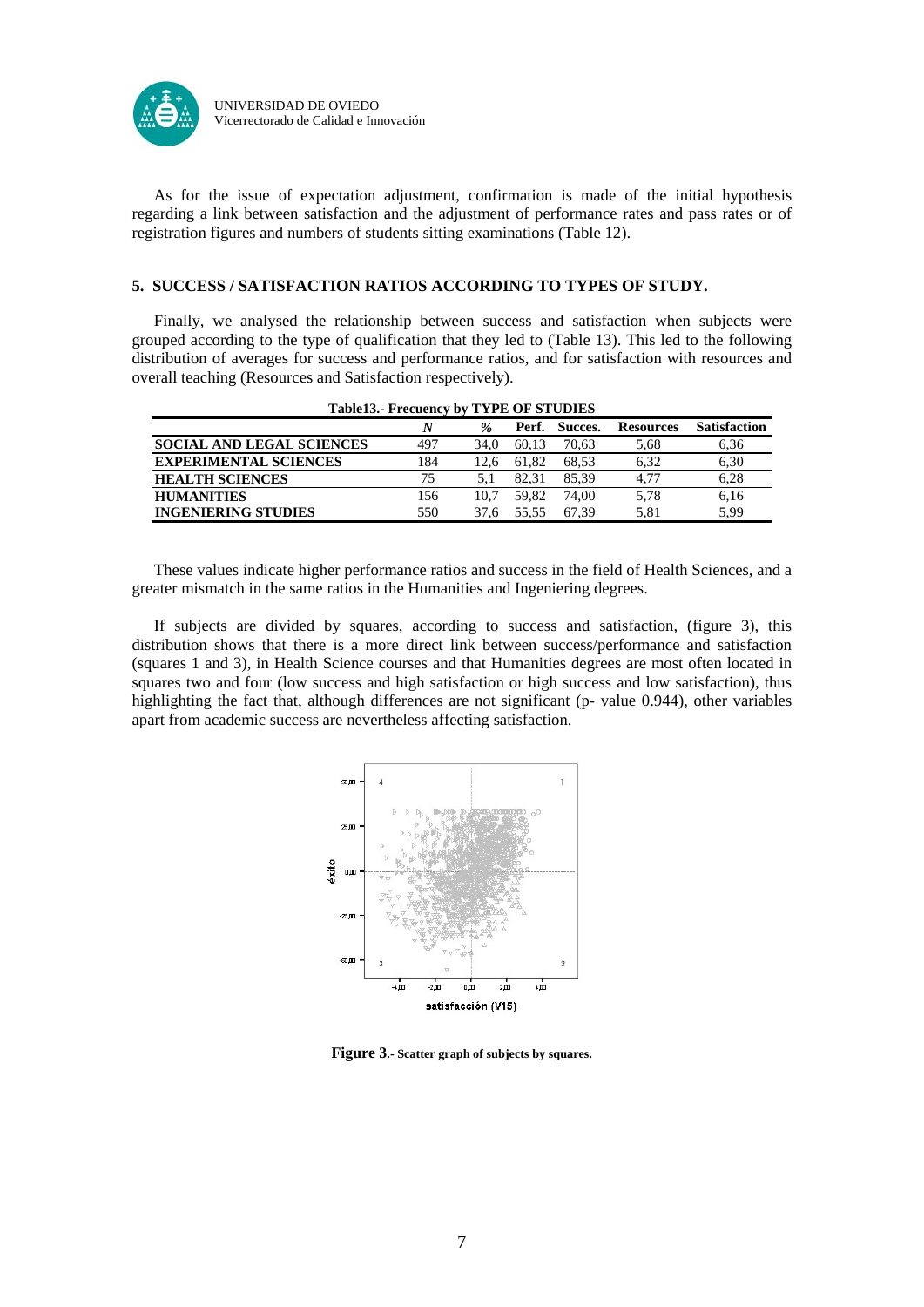As for the issue of expectation adjustment, confirmation is made of the initial hypothesis regarding a link between satisfaction and the adjustment of performance rates and pass rates or of registration figures and numbers of students sitting examinations (Table 12).

## 5. SUCCESS / SATISFACTION RATIOS ACCORDING TO TYPES OF STUDY.

Finally, we analysed the relationship between success and satisfaction when subjects were grouped according to the type of qualification that they led to (Table 13). This led to the following distribution of averages for success and performance ratios, and for satisfaction with resources and overall teaching (Resources and Satisfaction respectively).

**Table13.- Frecuency by TYPE OF STUDIES**

| | *N* | *%* | Perf. | Succes. | Resources | Satisfaction |
|---|---|---|---|---|---|---|
| **SOCIAL AND LEGAL SCIENCES** | 497 | 34,0 | 60,13 | 70,63 | 5,68 | 6,36 |
| **EXPERIMENTAL SCIENCES** | 184 | 12,6 | 61,82 | 68,53 | 6,32 | 6,30 |
| **HEALTH SCIENCES** | 75 | 5,1 | 82,31 | 85,39 | 4,77 | 6,28 |
| **HUMANITIES** | 156 | 10,7 | 59,82 | 74,00 | 5,78 | 6,16 |
| **INGENIERING STUDIES** | 550 | 37,6 | 55,55 | 67,39 | 5,81 | 5,99 |

These values indicate higher performance ratios and success in the field of Health Sciences, and a greater mismatch in the same ratios in the Humanities and Ingeniering degrees.

If subjects are divided by squares, according to success and satisfaction, (figure 3), this distribution shows that there is a more direct link between success/performance and satisfaction (squares 1 and 3), in Health Science courses and that Humanities degrees are most often located in squares two and four (low success and high satisfaction or high success and low satisfaction), thus highlighting the fact that, although differences are not significant (p- value 0.944), other variables apart from academic success are nevertheless affecting satisfaction.

**Figure 3**.- **Scatter graph of subjects by squares.**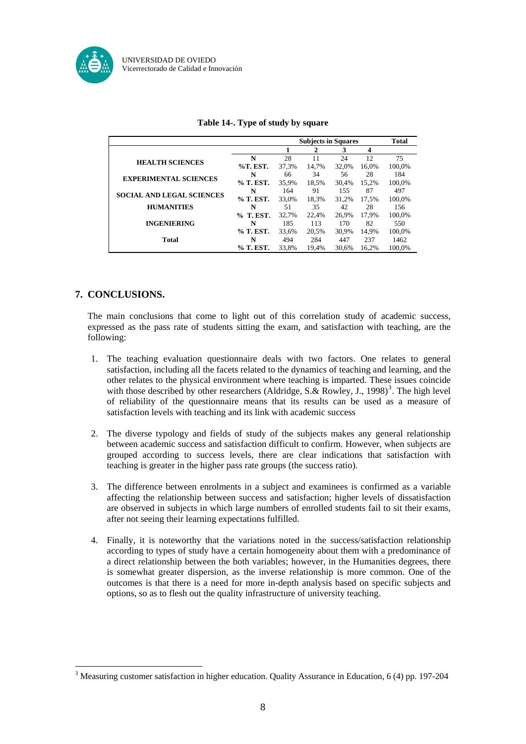**Table 14-. Type of study by square**

| | | Subjects in Squares | | | | Total |
|---|---|---|---|---|---|---|
| | | 1 | 2 | 3 | 4 | |
| HEALTH SCIENCES | N | 28 | 11 | 24 | 12 | 75 |
| | %T. EST. | 37,3% | 14,7% | 32,0% | 16,0% | 100,0% |
| EXPERIMENTAL SCIENCES | N | 66 | 34 | 56 | 28 | 184 |
| | % T. EST. | 35,9% | 18,5% | 30,4% | 15,2% | 100,0% |
| SOCIAL AND LEGAL SCIENCES | N | 164 | 91 | 155 | 87 | 497 |
| | % T. EST. | 33,0% | 18,3% | 31,2% | 17,5% | 100,0% |
| HUMANITIES | N | 51 | 35 | 42 | 28 | 156 |
| | % T. EST. | 32,7% | 22,4% | 26,9% | 17,9% | 100,0% |
| INGENIERING | N | 185 | 113 | 170 | 82 | 550 |
| | % T. EST. | 33,6% | 20,5% | 30,9% | 14,9% | 100,0% |
| Total | N | 494 | 284 | 447 | 237 | 1462 |
| | % T. EST. | 33,8% | 19,4% | 30,6% | 16,2% | 100,0% |

## 7. CONCLUSIONS.

The main conclusions that come to light out of this correlation study of academic success, expressed as the pass rate of students sitting the exam, and satisfaction with teaching, are the following:

1. The teaching evaluation questionnaire deals with two factors. One relates to general satisfaction, including all the facets related to the dynamics of teaching and learning, and the other relates to the physical environment where teaching is imparted. These issues coincide with those described by other researchers (Aldridge, S.& Rowley, J., 1998)[3]. The high level of reliability of the questionnaire means that its results can be used as a measure of satisfaction levels with teaching and its link with academic success

2. The diverse typology and fields of study of the subjects makes any general relationship between academic success and satisfaction difficult to confirm. However, when subjects are grouped according to success levels, there are clear indications that satisfaction with teaching is greater in the higher pass rate groups (the success ratio).

3. The difference between enrolments in a subject and examinees is confirmed as a variable affecting the relationship between success and satisfaction; higher levels of dissatisfaction are observed in subjects in which large numbers of enrolled students fail to sit their exams, after not seeing their learning expectations fulfilled.

4. Finally, it is noteworthy that the variations noted in the success/satisfaction relationship according to types of study have a certain homogeneity about them with a predominance of a direct relationship between the both variables; however, in the Humanities degrees, there is somewhat greater dispersion, as the inverse relationship is more common. One of the outcomes is that there is a need for more in-depth analysis based on specific subjects and options, so as to flesh out the quality infrastructure of university teaching.

---

[3] Measuring customer satisfaction in higher education. Quality Assurance in Education, 6 (4) pp. 197-204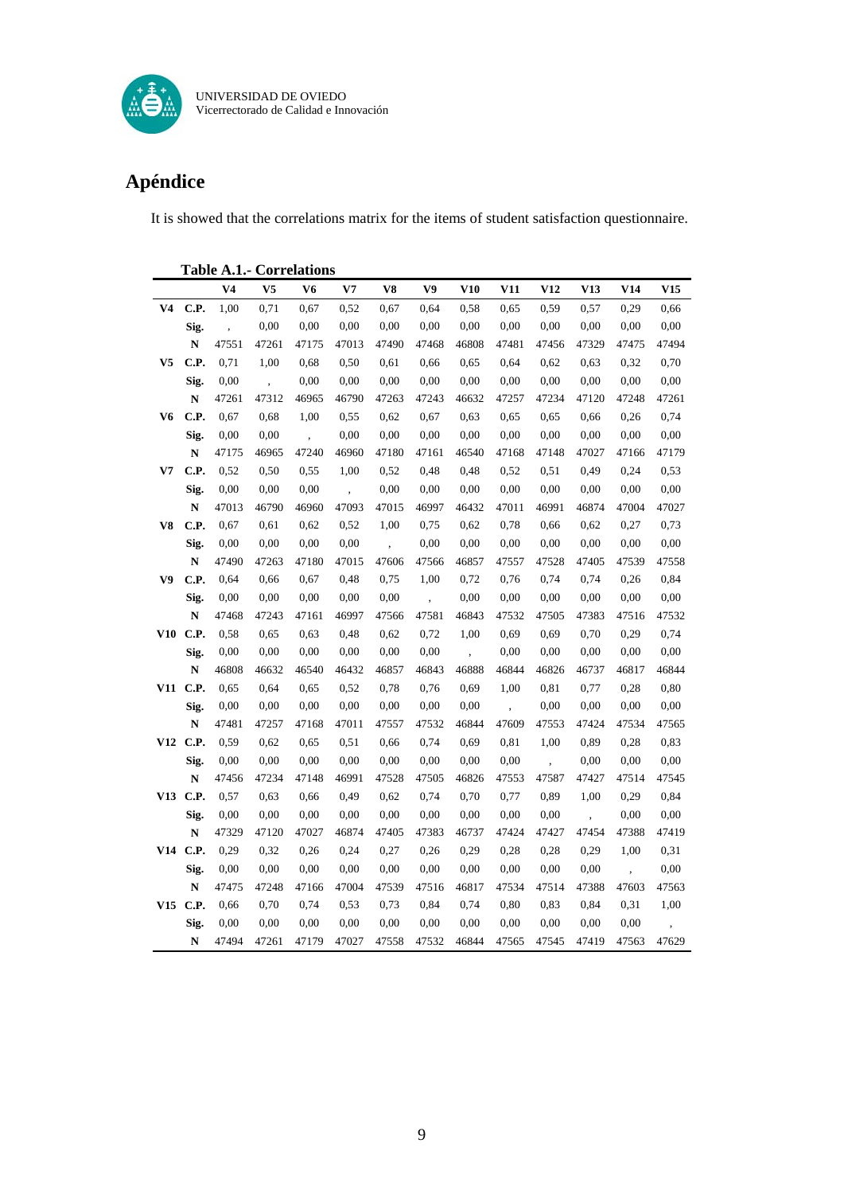# Apéndice

It is showed that the correlations matrix for the items of student satisfaction questionnaire.

**Table A.1.- Correlations**

| | | V4 | V5 | V6 | V7 | V8 | V9 | V10 | V11 | V12 | V13 | V14 | V15 |
|---|---|---|---|---|---|---|---|---|---|---|---|---|---|
| **V4** | **C.P.** | 1,00 | 0,71 | 0,67 | 0,52 | 0,67 | 0,64 | 0,58 | 0,65 | 0,59 | 0,57 | 0,29 | 0,66 |
| | **Sig.** | , | 0,00 | 0,00 | 0,00 | 0,00 | 0,00 | 0,00 | 0,00 | 0,00 | 0,00 | 0,00 | 0,00 |
| | **N** | 47551 | 47261 | 47175 | 47013 | 47490 | 47468 | 46808 | 47481 | 47456 | 47329 | 47475 | 47494 |
| **V5** | **C.P.** | 0,71 | 1,00 | 0,68 | 0,50 | 0,61 | 0,66 | 0,65 | 0,64 | 0,62 | 0,63 | 0,32 | 0,70 |
| | **Sig.** | 0,00 | , | 0,00 | 0,00 | 0,00 | 0,00 | 0,00 | 0,00 | 0,00 | 0,00 | 0,00 | 0,00 |
| | **N** | 47261 | 47312 | 46965 | 46790 | 47263 | 47243 | 46632 | 47257 | 47234 | 47120 | 47248 | 47261 |
| **V6** | **C.P.** | 0,67 | 0,68 | 1,00 | 0,55 | 0,62 | 0,67 | 0,63 | 0,65 | 0,65 | 0,66 | 0,26 | 0,74 |
| | **Sig.** | 0,00 | 0,00 | , | 0,00 | 0,00 | 0,00 | 0,00 | 0,00 | 0,00 | 0,00 | 0,00 | 0,00 |
| | **N** | 47175 | 46965 | 47240 | 46960 | 47180 | 47161 | 46540 | 47168 | 47148 | 47027 | 47166 | 47179 |
| **V7** | **C.P.** | 0,52 | 0,50 | 0,55 | 1,00 | 0,52 | 0,48 | 0,48 | 0,52 | 0,51 | 0,49 | 0,24 | 0,53 |
| | **Sig.** | 0,00 | 0,00 | 0,00 | , | 0,00 | 0,00 | 0,00 | 0,00 | 0,00 | 0,00 | 0,00 | 0,00 |
| | **N** | 47013 | 46790 | 46960 | 47093 | 47015 | 46997 | 46432 | 47011 | 46991 | 46874 | 47004 | 47027 |
| **V8** | **C.P.** | 0,67 | 0,61 | 0,62 | 0,52 | 1,00 | 0,75 | 0,62 | 0,78 | 0,66 | 0,62 | 0,27 | 0,73 |
| | **Sig.** | 0,00 | 0,00 | 0,00 | 0,00 | , | 0,00 | 0,00 | 0,00 | 0,00 | 0,00 | 0,00 | 0,00 |
| | **N** | 47490 | 47263 | 47180 | 47015 | 47606 | 47566 | 46857 | 47557 | 47528 | 47405 | 47539 | 47558 |
| **V9** | **C.P.** | 0,64 | 0,66 | 0,67 | 0,48 | 0,75 | 1,00 | 0,72 | 0,76 | 0,74 | 0,74 | 0,26 | 0,84 |
| | **Sig.** | 0,00 | 0,00 | 0,00 | 0,00 | 0,00 | , | 0,00 | 0,00 | 0,00 | 0,00 | 0,00 | 0,00 |
| | **N** | 47468 | 47243 | 47161 | 46997 | 47566 | 47581 | 46843 | 47532 | 47505 | 47383 | 47516 | 47532 |
| **V10** | **C.P.** | 0,58 | 0,65 | 0,63 | 0,48 | 0,62 | 0,72 | 1,00 | 0,69 | 0,69 | 0,70 | 0,29 | 0,74 |
| | **Sig.** | 0,00 | 0,00 | 0,00 | 0,00 | 0,00 | 0,00 | , | 0,00 | 0,00 | 0,00 | 0,00 | 0,00 |
| | **N** | 46808 | 46632 | 46540 | 46432 | 46857 | 46843 | 46888 | 46844 | 46826 | 46737 | 46817 | 46844 |
| **V11** | **C.P.** | 0,65 | 0,64 | 0,65 | 0,52 | 0,78 | 0,76 | 0,69 | 1,00 | 0,81 | 0,77 | 0,28 | 0,80 |
| | **Sig.** | 0,00 | 0,00 | 0,00 | 0,00 | 0,00 | 0,00 | 0,00 | , | 0,00 | 0,00 | 0,00 | 0,00 |
| | **N** | 47481 | 47257 | 47168 | 47011 | 47557 | 47532 | 46844 | 47609 | 47553 | 47424 | 47534 | 47565 |
| **V12** | **C.P.** | 0,59 | 0,62 | 0,65 | 0,51 | 0,66 | 0,74 | 0,69 | 0,81 | 1,00 | 0,89 | 0,28 | 0,83 |
| | **Sig.** | 0,00 | 0,00 | 0,00 | 0,00 | 0,00 | 0,00 | 0,00 | 0,00 | , | 0,00 | 0,00 | 0,00 |
| | **N** | 47456 | 47234 | 47148 | 46991 | 47528 | 47505 | 46826 | 47553 | 47587 | 47427 | 47514 | 47545 |
| **V13** | **C.P.** | 0,57 | 0,63 | 0,66 | 0,49 | 0,62 | 0,74 | 0,70 | 0,77 | 0,89 | 1,00 | 0,29 | 0,84 |
| | **Sig.** | 0,00 | 0,00 | 0,00 | 0,00 | 0,00 | 0,00 | 0,00 | 0,00 | 0,00 | , | 0,00 | 0,00 |
| | **N** | 47329 | 47120 | 47027 | 46874 | 47405 | 47383 | 46737 | 47424 | 47427 | 47454 | 47388 | 47419 |
| **V14** | **C.P.** | 0,29 | 0,32 | 0,26 | 0,24 | 0,27 | 0,26 | 0,29 | 0,28 | 0,28 | 0,29 | 1,00 | 0,31 |
| | **Sig.** | 0,00 | 0,00 | 0,00 | 0,00 | 0,00 | 0,00 | 0,00 | 0,00 | 0,00 | 0,00 | , | 0,00 |
| | **N** | 47475 | 47248 | 47166 | 47004 | 47539 | 47516 | 46817 | 47534 | 47514 | 47388 | 47603 | 47563 |
| **V15** | **C.P.** | 0,66 | 0,70 | 0,74 | 0,53 | 0,73 | 0,84 | 0,74 | 0,80 | 0,83 | 0,84 | 0,31 | 1,00 |
| | **Sig.** | 0,00 | 0,00 | 0,00 | 0,00 | 0,00 | 0,00 | 0,00 | 0,00 | 0,00 | 0,00 | 0,00 | , |
| | **N** | 47494 | 47261 | 47179 | 47027 | 47558 | 47532 | 46844 | 47565 | 47545 | 47419 | 47563 | 47629 |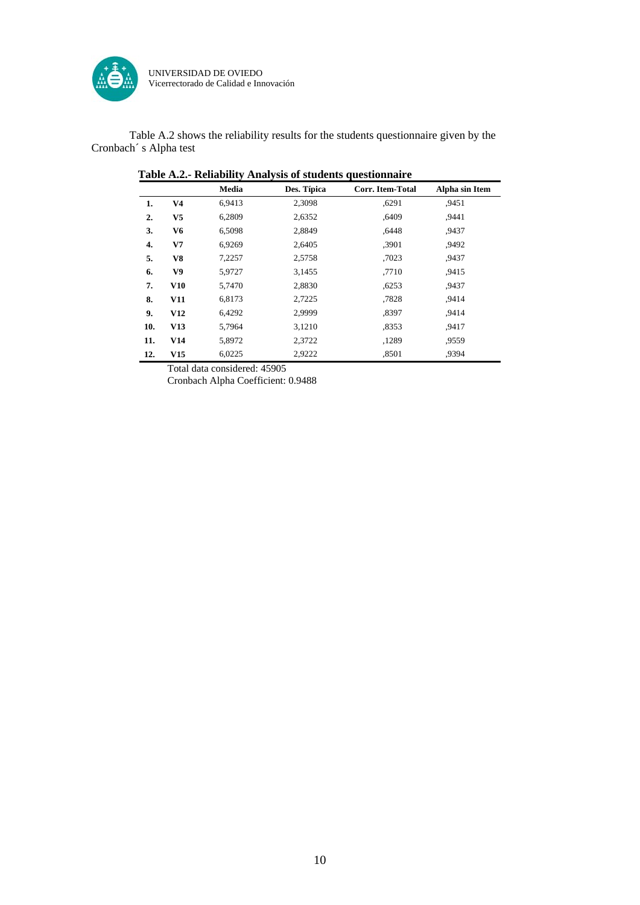UNIVERSIDAD DE OVIEDO
Vicerrectorado de Calidad e Innovación

Table A.2 shows the reliability results for the students questionnaire given by the Cronbach´ s Alpha test

**Table A.2.- Reliability Analysis of students questionnaire**

| | | Media | Des. Típica | Corr. Item-Total | Alpha sin Item |
|---|---|---|---|---|---|
| **1.** | **V4** | 6,9413 | 2,3098 | ,6291 | ,9451 |
| **2.** | **V5** | 6,2809 | 2,6352 | ,6409 | ,9441 |
| **3.** | **V6** | 6,5098 | 2,8849 | ,6448 | ,9437 |
| **4.** | **V7** | 6,9269 | 2,6405 | ,3901 | ,9492 |
| **5.** | **V8** | 7,2257 | 2,5758 | ,7023 | ,9437 |
| **6.** | **V9** | 5,9727 | 3,1455 | ,7710 | ,9415 |
| **7.** | **V10** | 5,7470 | 2,8830 | ,6253 | ,9437 |
| **8.** | **V11** | 6,8173 | 2,7225 | ,7828 | ,9414 |
| **9.** | **V12** | 6,4292 | 2,9999 | ,8397 | ,9414 |
| **10.** | **V13** | 5,7964 | 3,1210 | ,8353 | ,9417 |
| **11.** | **V14** | 5,8972 | 2,3722 | ,1289 | ,9559 |
| **12.** | **V15** | 6,0225 | 2,9222 | ,8501 | ,9394 |

Total data considered: 45905
Cronbach Alpha Coefficient: 0.9488